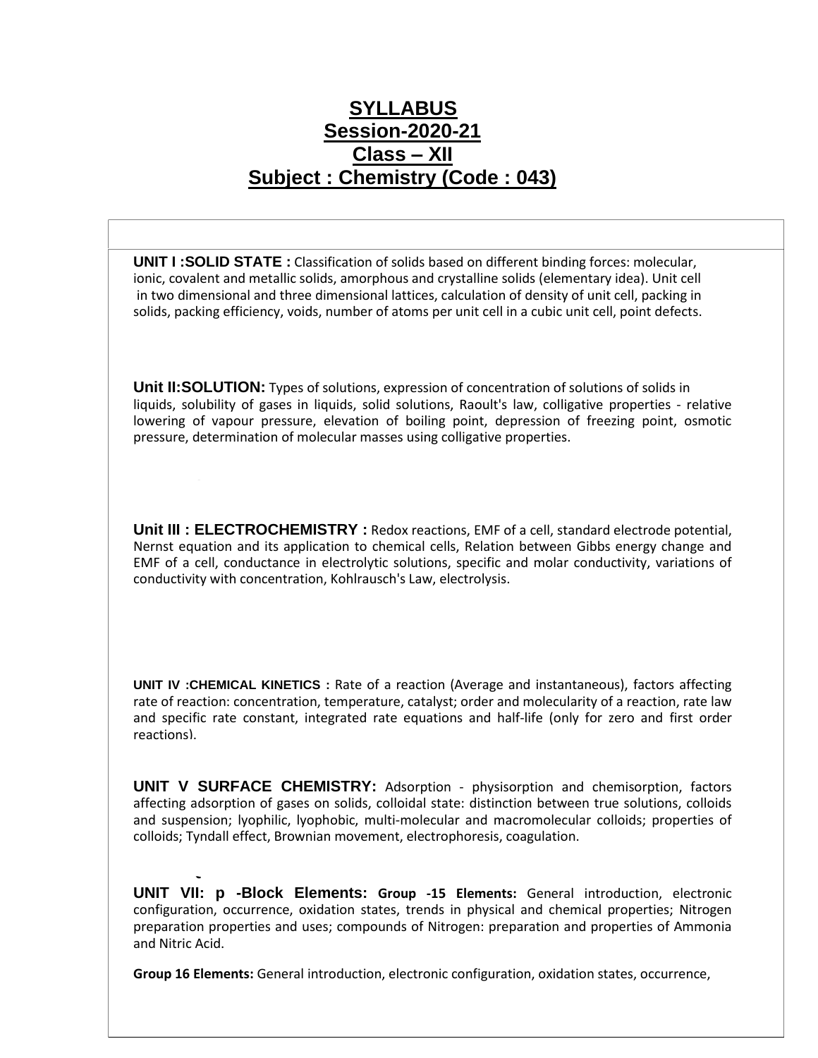# SYLLABUS
## Session-2020-21
## Class – XII
## Subject : Chemistry (Code : 043)

**UNIT I :SOLID STATE :** Classification of solids based on different binding forces: molecular, ionic, covalent and metallic solids, amorphous and crystalline solids (elementary idea). Unit cell in two dimensional and three dimensional lattices, calculation of density of unit cell, packing in solids, packing efficiency, voids, number of atoms per unit cell in a cubic unit cell, point defects.

**Unit II:SOLUTION:** Types of solutions, expression of concentration of solutions of solids in liquids, solubility of gases in liquids, solid solutions, Raoult's law, colligative properties - relative lowering of vapour pressure, elevation of boiling point, depression of freezing point, osmotic pressure, determination of molecular masses using colligative properties.

**Unit III : ELECTROCHEMISTRY :** Redox reactions, EMF of a cell, standard electrode potential, Nernst equation and its application to chemical cells, Relation between Gibbs energy change and EMF of a cell, conductance in electrolytic solutions, specific and molar conductivity, variations of conductivity with concentration, Kohlrausch's Law, electrolysis.

**UNIT IV :CHEMICAL KINETICS :** Rate of a reaction (Average and instantaneous), factors affecting rate of reaction: concentration, temperature, catalyst; order and molecularity of a reaction, rate law and specific rate constant, integrated rate equations and half-life (only for zero and first order reactions).

**UNIT V SURFACE CHEMISTRY:** Adsorption - physisorption and chemisorption, factors affecting adsorption of gases on solids, colloidal state: distinction between true solutions, colloids and suspension; lyophilic, lyophobic, multi-molecular and macromolecular colloids; properties of colloids; Tyndall effect, Brownian movement, electrophoresis, coagulation.

**UNIT VII: p -Block Elements: Group -15 Elements:** General introduction, electronic configuration, occurrence, oxidation states, trends in physical and chemical properties; Nitrogen preparation properties and uses; compounds of Nitrogen: preparation and properties of Ammonia and Nitric Acid.

**Group 16 Elements:** General introduction, electronic configuration, oxidation states, occurrence,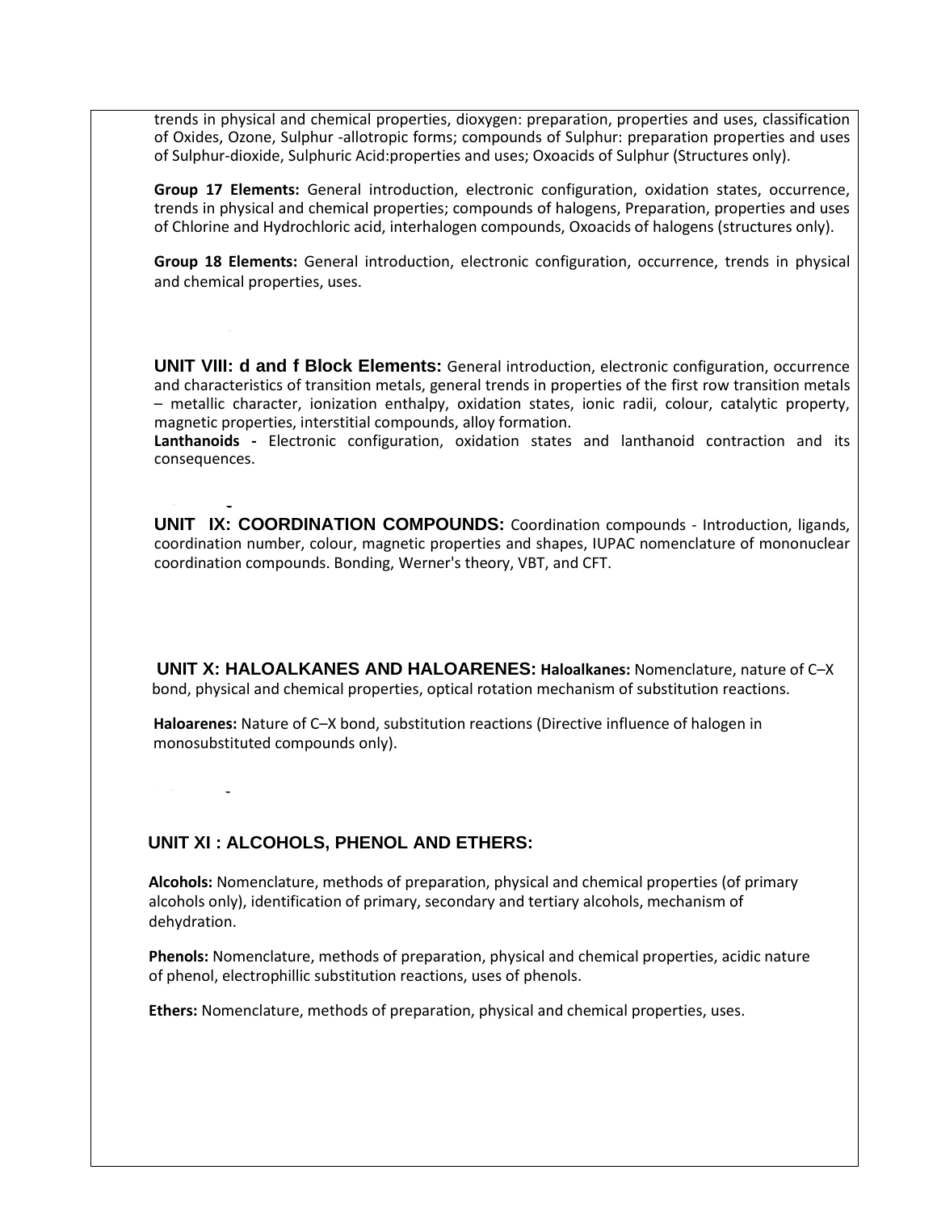trends in physical and chemical properties, dioxygen: preparation, properties and uses, classification of Oxides, Ozone, Sulphur -allotropic forms; compounds of Sulphur: preparation properties and uses of Sulphur-dioxide, Sulphuric Acid:properties and uses; Oxoacids of Sulphur (Structures only).

**Group 17 Elements:** General introduction, electronic configuration, oxidation states, occurrence, trends in physical and chemical properties; compounds of halogens, Preparation, properties and uses of Chlorine and Hydrochloric acid, interhalogen compounds, Oxoacids of halogens (structures only).

**Group 18 Elements:** General introduction, electronic configuration, occurrence, trends in physical and chemical properties, uses.

**UNIT VIII: d and f Block Elements:** General introduction, electronic configuration, occurrence and characteristics of transition metals, general trends in properties of the first row transition metals – metallic character, ionization enthalpy, oxidation states, ionic radii, colour, catalytic property, magnetic properties, interstitial compounds, alloy formation.

**Lanthanoids -** Electronic configuration, oxidation states and lanthanoid contraction and its consequences.

**UNIT IX: COORDINATION COMPOUNDS:** Coordination compounds - Introduction, ligands, coordination number, colour, magnetic properties and shapes, IUPAC nomenclature of mononuclear coordination compounds. Bonding, Werner's theory, VBT, and CFT.

**UNIT X: HALOALKANES AND HALOARENES: Haloalkanes:** Nomenclature, nature of C–X bond, physical and chemical properties, optical rotation mechanism of substitution reactions.

**Haloarenes:** Nature of C–X bond, substitution reactions (Directive influence of halogen in monosubstituted compounds only).

**UNIT XI : ALCOHOLS, PHENOL AND ETHERS:**

**Alcohols:** Nomenclature, methods of preparation, physical and chemical properties (of primary alcohols only), identification of primary, secondary and tertiary alcohols, mechanism of dehydration.

**Phenols:** Nomenclature, methods of preparation, physical and chemical properties, acidic nature of phenol, electrophillic substitution reactions, uses of phenols.

**Ethers:** Nomenclature, methods of preparation, physical and chemical properties, uses.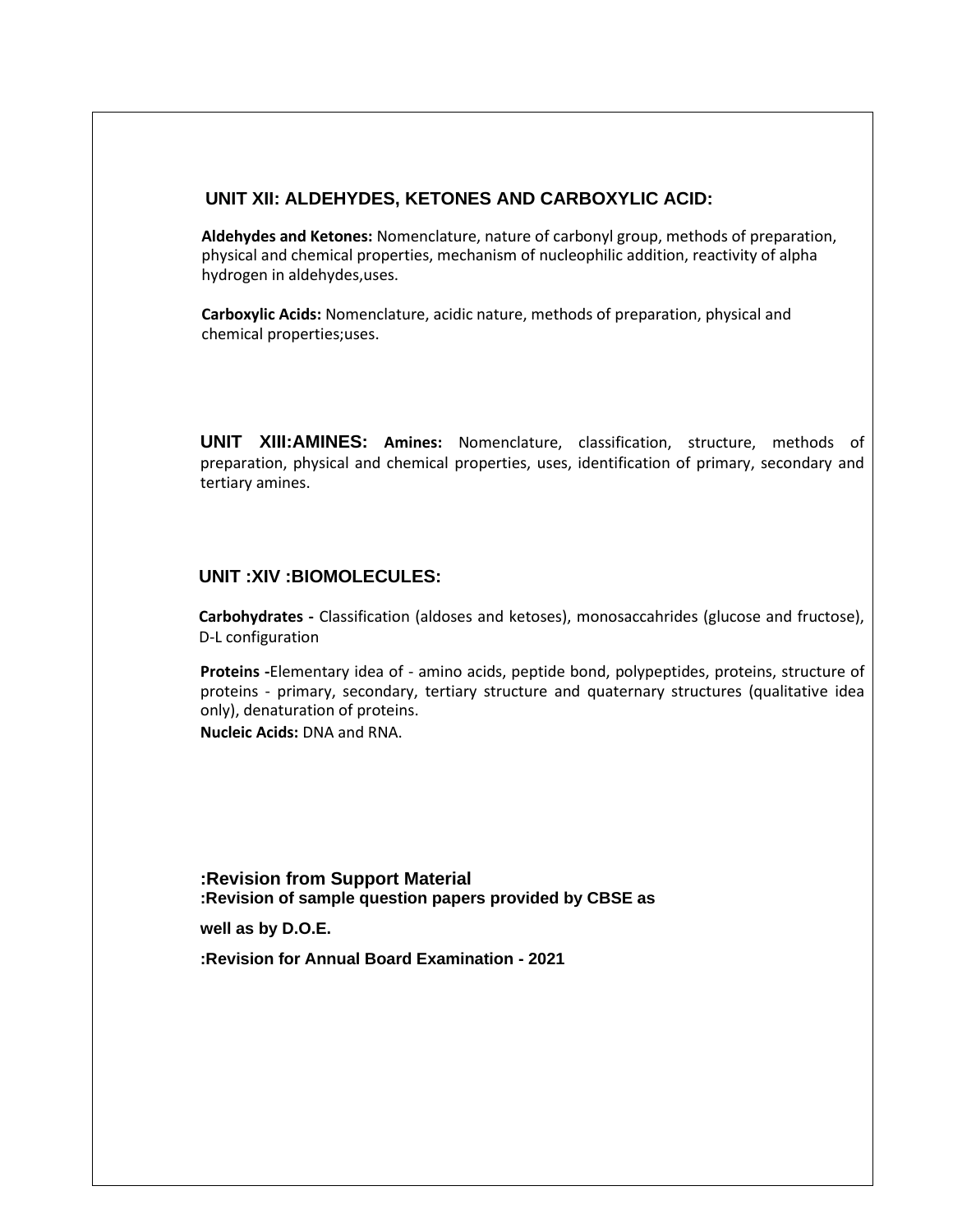## UNIT XII: ALDEHYDES, KETONES AND CARBOXYLIC ACID:

**Aldehydes and Ketones:** Nomenclature, nature of carbonyl group, methods of preparation, physical and chemical properties, mechanism of nucleophilic addition, reactivity of alpha hydrogen in aldehydes,uses.

**Carboxylic Acids:** Nomenclature, acidic nature, methods of preparation, physical and chemical properties;uses.

## UNIT XIII:AMINES:

**Amines:** Nomenclature, classification, structure, methods of preparation, physical and chemical properties, uses, identification of primary, secondary and tertiary amines.

## UNIT :XIV :BIOMOLECULES:

**Carbohydrates -** Classification (aldoses and ketoses), monosaccahrides (glucose and fructose), D-L configuration

**Proteins -**Elementary idea of - amino acids, peptide bond, polypeptides, proteins, structure of proteins - primary, secondary, tertiary structure and quaternary structures (qualitative idea only), denaturation of proteins.

**Nucleic Acids:** DNA and RNA.

**:Revision from Support Material**

**:Revision of sample question papers provided by CBSE as well as by D.O.E.**

**:Revision for Annual Board Examination - 2021**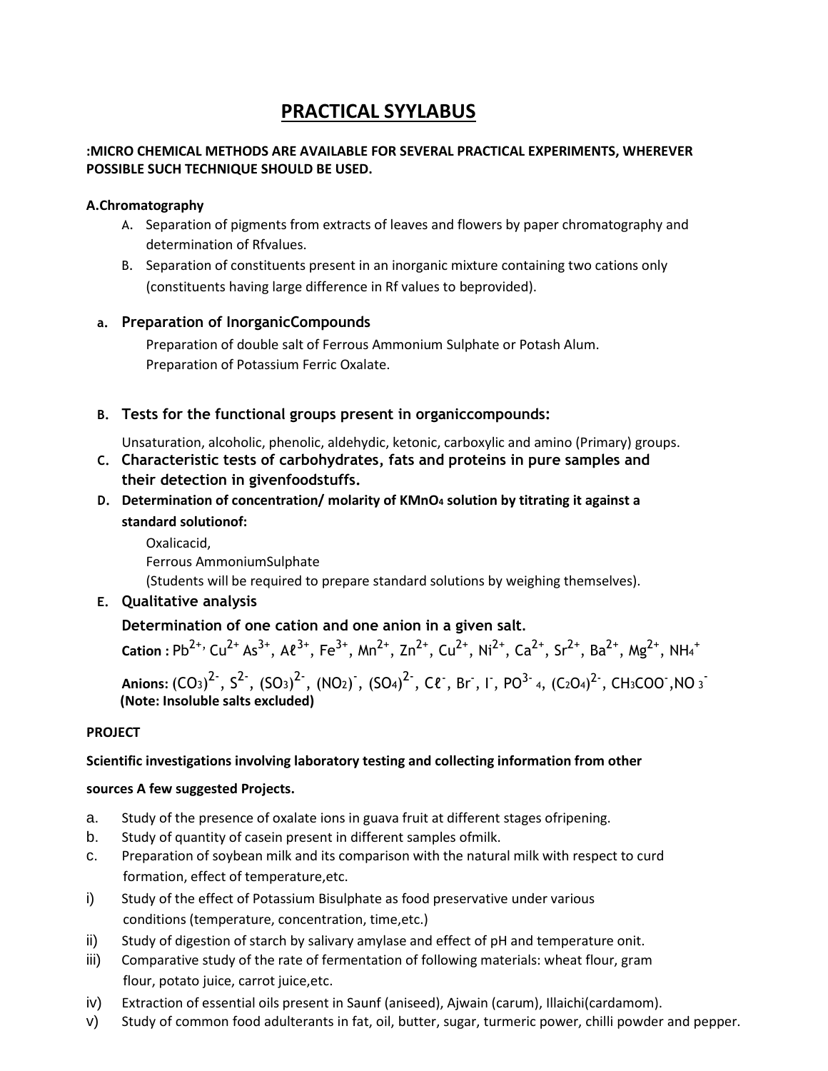# PRACTICAL SYYLABUS

**:MICRO CHEMICAL METHODS ARE AVAILABLE FOR SEVERAL PRACTICAL EXPERIMENTS, WHEREVER POSSIBLE SUCH TECHNIQUE SHOULD BE USED.**

**A.Chromatography**

A. Separation of pigments from extracts of leaves and flowers by paper chromatography and determination of Rfvalues.

B. Separation of constituents present in an inorganic mixture containing two cations only (constituents having large difference in Rf values to beprovided).

**a. Preparation of InorganicCompounds**

Preparation of double salt of Ferrous Ammonium Sulphate or Potash Alum.
Preparation of Potassium Ferric Oxalate.

**B. Tests for the functional groups present in organiccompounds:**

Unsaturation, alcoholic, phenolic, aldehydic, ketonic, carboxylic and amino (Primary) groups.

**C. Characteristic tests of carbohydrates, fats and proteins in pure samples and their detection in givenfoodstuffs.**

**D. Determination of concentration/ molarity of $KMnO_4$ solution by titrating it against a standard solutionof:**

Oxalicacid,
Ferrous AmmoniumSulphate
(Students will be required to prepare standard solutions by weighing themselves).

**E. Qualitative analysis**

**Determination of one cation and one anion in a given salt.**

**Cation :** $Pb^{2+}$, $Cu^{2+}$ $As^{3+}$, $A\ell^{3+}$, $Fe^{3+}$, $Mn^{2+}$, $Zn^{2+}$, $Cu^{2+}$, $Ni^{2+}$, $Ca^{2+}$, $Sr^{2+}$, $Ba^{2+}$, $Mg^{2+}$, $NH_4^+$

**Anions:** $(CO_3)^{2-}$, $S^{2-}$, $(SO_3)^{2-}$, $(NO_2)^-$, $(SO_4)^{2-}$, $C\ell^-$, $Br^-$, $I^-$, $PO_4^{3-}$, $(C_2O_4)^{2-}$, $CH_3COO^-$, $NO_3^-$

**(Note: Insoluble salts excluded)**

**PROJECT**

**Scientific investigations involving laboratory testing and collecting information from other sources A few suggested Projects.**

a. Study of the presence of oxalate ions in guava fruit at different stages ofripening.
b. Study of quantity of casein present in different samples ofmilk.
c. Preparation of soybean milk and its comparison with the natural milk with respect to curd formation, effect of temperature,etc.

i) Study of the effect of Potassium Bisulphate as food preservative under various conditions (temperature, concentration, time,etc.)
ii) Study of digestion of starch by salivary amylase and effect of pH and temperature onit.
iii) Comparative study of the rate of fermentation of following materials: wheat flour, gram flour, potato juice, carrot juice,etc.
iv) Extraction of essential oils present in Saunf (aniseed), Ajwain (carum), Illaichi(cardamom).
v) Study of common food adulterants in fat, oil, butter, sugar, turmeric power, chilli powder and pepper.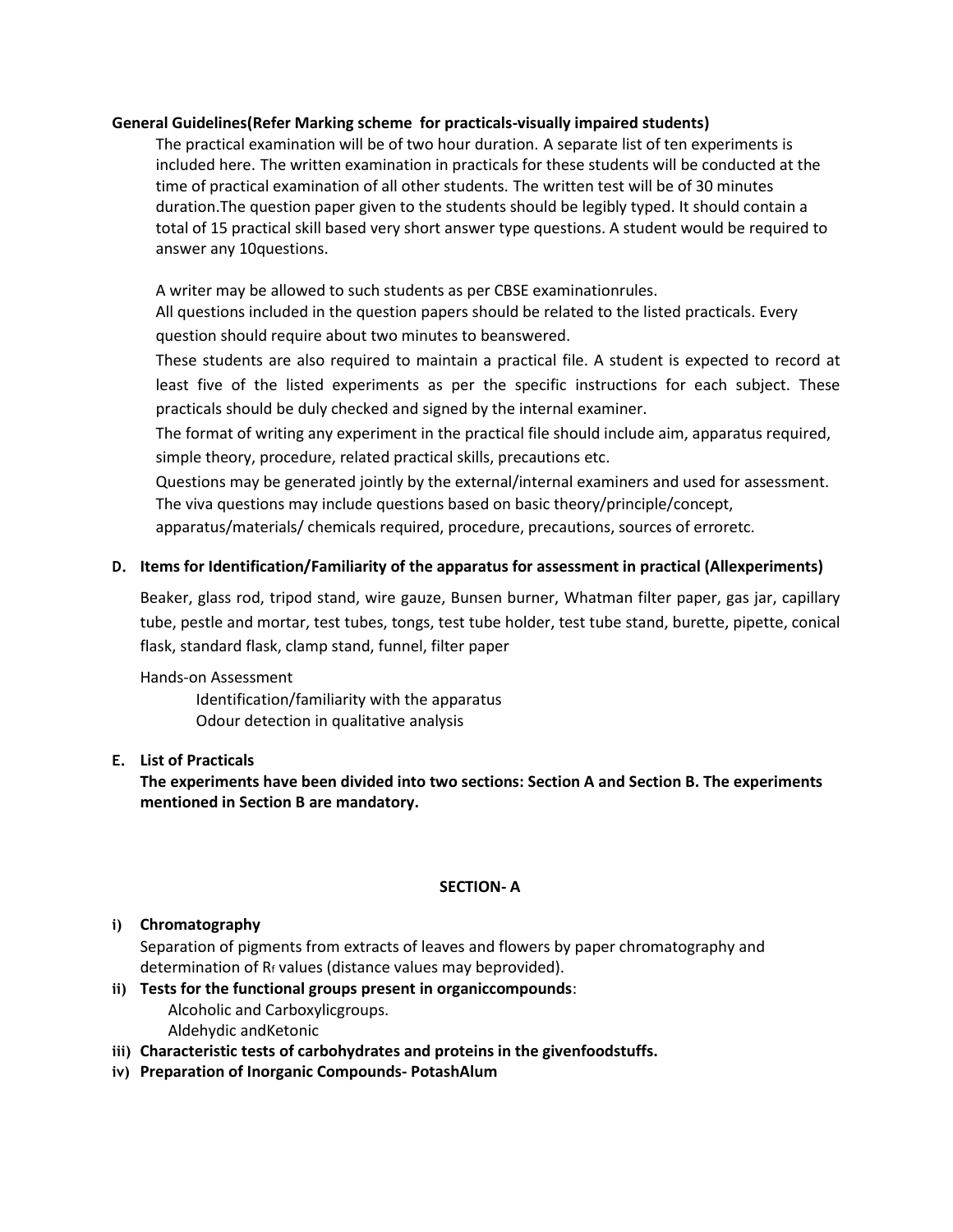**General Guidelines(Refer Marking scheme for practicals-visually impaired students)**

The practical examination will be of two hour duration. A separate list of ten experiments is included here. The written examination in practicals for these students will be conducted at the time of practical examination of all other students. The written test will be of 30 minutes duration.The question paper given to the students should be legibly typed. It should contain a total of 15 practical skill based very short answer type questions. A student would be required to answer any 10questions.

A writer may be allowed to such students as per CBSE examinationrules.

All questions included in the question papers should be related to the listed practicals. Every question should require about two minutes to beanswered.

These students are also required to maintain a practical file. A student is expected to record at least five of the listed experiments as per the specific instructions for each subject. These practicals should be duly checked and signed by the internal examiner.

The format of writing any experiment in the practical file should include aim, apparatus required, simple theory, procedure, related practical skills, precautions etc.

Questions may be generated jointly by the external/internal examiners and used for assessment.

The viva questions may include questions based on basic theory/principle/concept, apparatus/materials/ chemicals required, procedure, precautions, sources of erroretc.

**D. Items for Identification/Familiarity of the apparatus for assessment in practical (Allexperiments)**

Beaker, glass rod, tripod stand, wire gauze, Bunsen burner, Whatman filter paper, gas jar, capillary tube, pestle and mortar, test tubes, tongs, test tube holder, test tube stand, burette, pipette, conical flask, standard flask, clamp stand, funnel, filter paper

Hands-on Assessment

- Identification/familiarity with the apparatus
- Odour detection in qualitative analysis

**E. List of Practicals**

**The experiments have been divided into two sections: Section A and Section B. The experiments mentioned in Section B are mandatory.**

**SECTION- A**

i) **Chromatography**

Separation of pigments from extracts of leaves and flowers by paper chromatography and determination of $R_f$ values (distance values may beprovided).

ii) **Tests for the functional groups present in organiccompounds**:

- Alcoholic and Carboxylicgroups.
- Aldehydic andKetonic

iii) **Characteristic tests of carbohydrates and proteins in the givenfoodstuffs.**

iv) **Preparation of Inorganic Compounds- PotashAlum**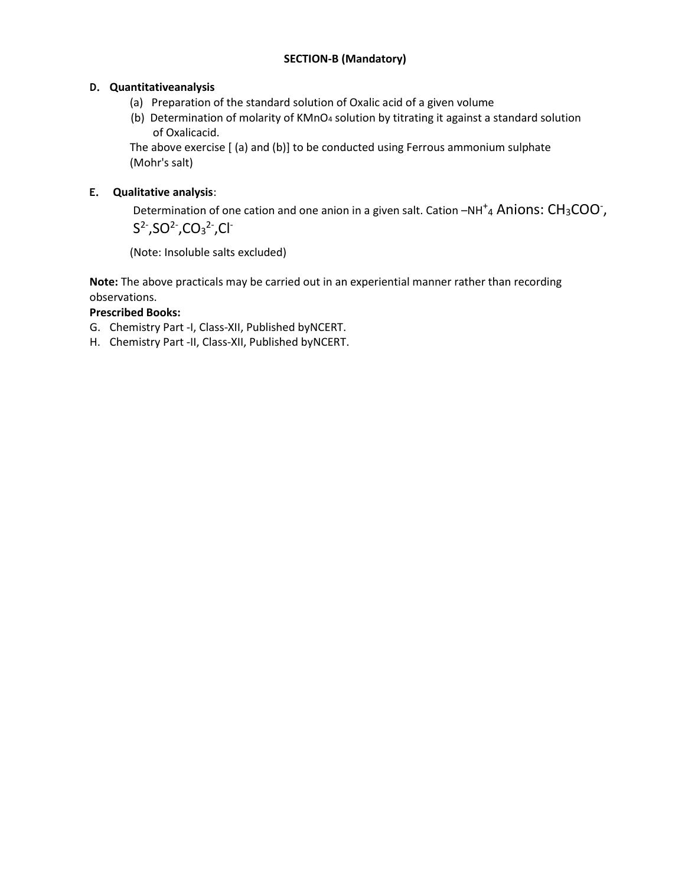**SECTION-B (Mandatory)**

**D. Quantitativeanalysis**

(a) Preparation of the standard solution of Oxalic acid of a given volume

(b) Determination of molarity of $KMnO_4$ solution by titrating it against a standard solution of Oxalicacid.

The above exercise [ (a) and (b)] to be conducted using Ferrous ammonium sulphate (Mohr's salt)

**E. Qualitative analysis**:

Determination of one cation and one anion in a given salt. Cation –$NH^+_4$ Anions: $CH_3COO^-$, $S^{2-}$,$SO^{2-}$,$CO_3^{2-}$,$Cl^-$

(Note: Insoluble salts excluded)

**Note:** The above practicals may be carried out in an experiential manner rather than recording observations.

**Prescribed Books:**

G. Chemistry Part -I, Class-XII, Published byNCERT.

H. Chemistry Part -II, Class-XII, Published byNCERT.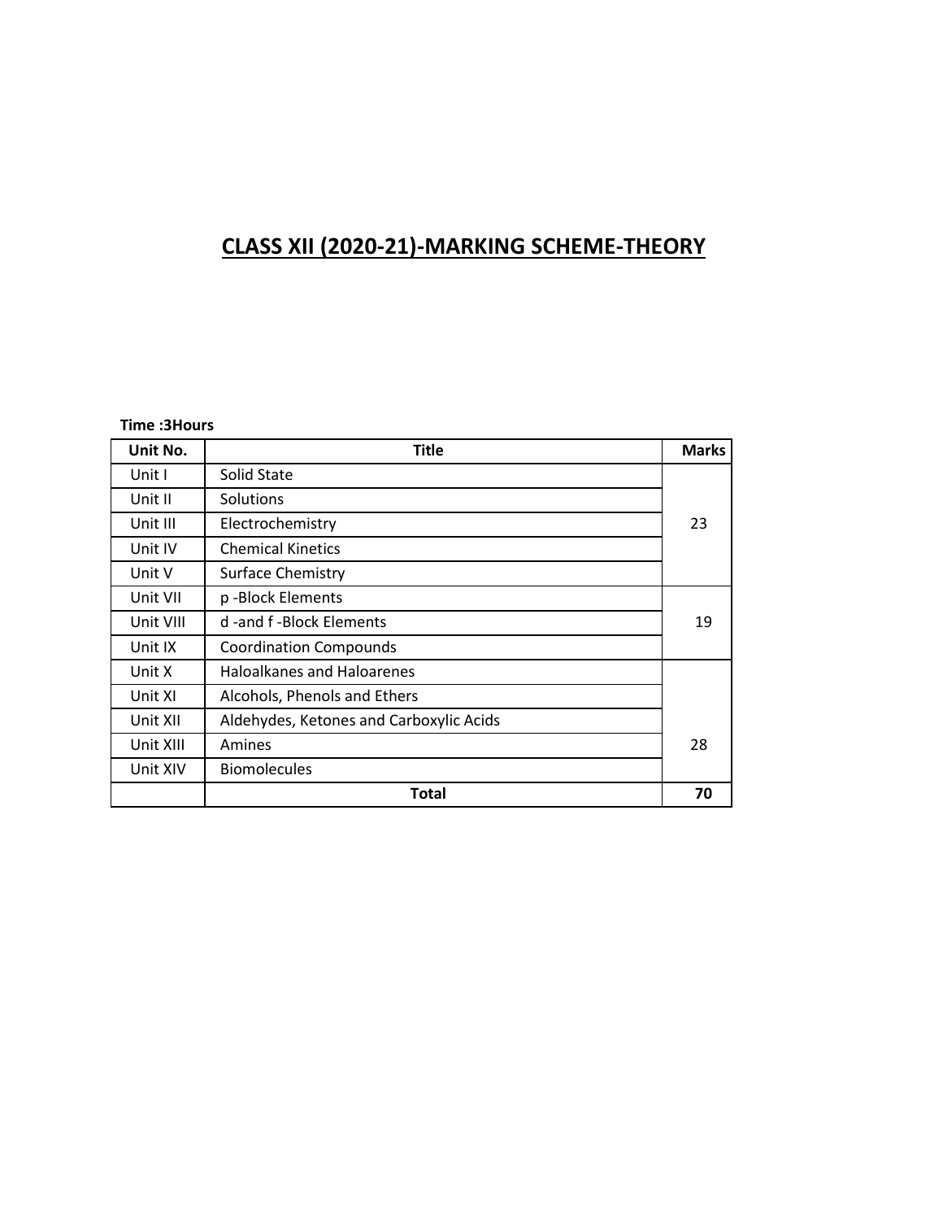# CLASS XII (2020-21)-MARKING SCHEME-THEORY

**Time :3Hours**

| Unit No. | Title | Marks |
|---|---|---|
| Unit I | Solid State | 23 |
| Unit II | Solutions | |
| Unit III | Electrochemistry | |
| Unit IV | Chemical Kinetics | |
| Unit V | Surface Chemistry | |
| Unit VII | p -Block Elements | 19 |
| Unit VIII | d -and f -Block Elements | |
| Unit IX | Coordination Compounds | |
| Unit X | Haloalkanes and Haloarenes | 28 |
| Unit XI | Alcohols, Phenols and Ethers | |
| Unit XII | Aldehydes, Ketones and Carboxylic Acids | |
| Unit XIII | Amines | |
| Unit XIV | Biomolecules | |
| | **Total** | **70** |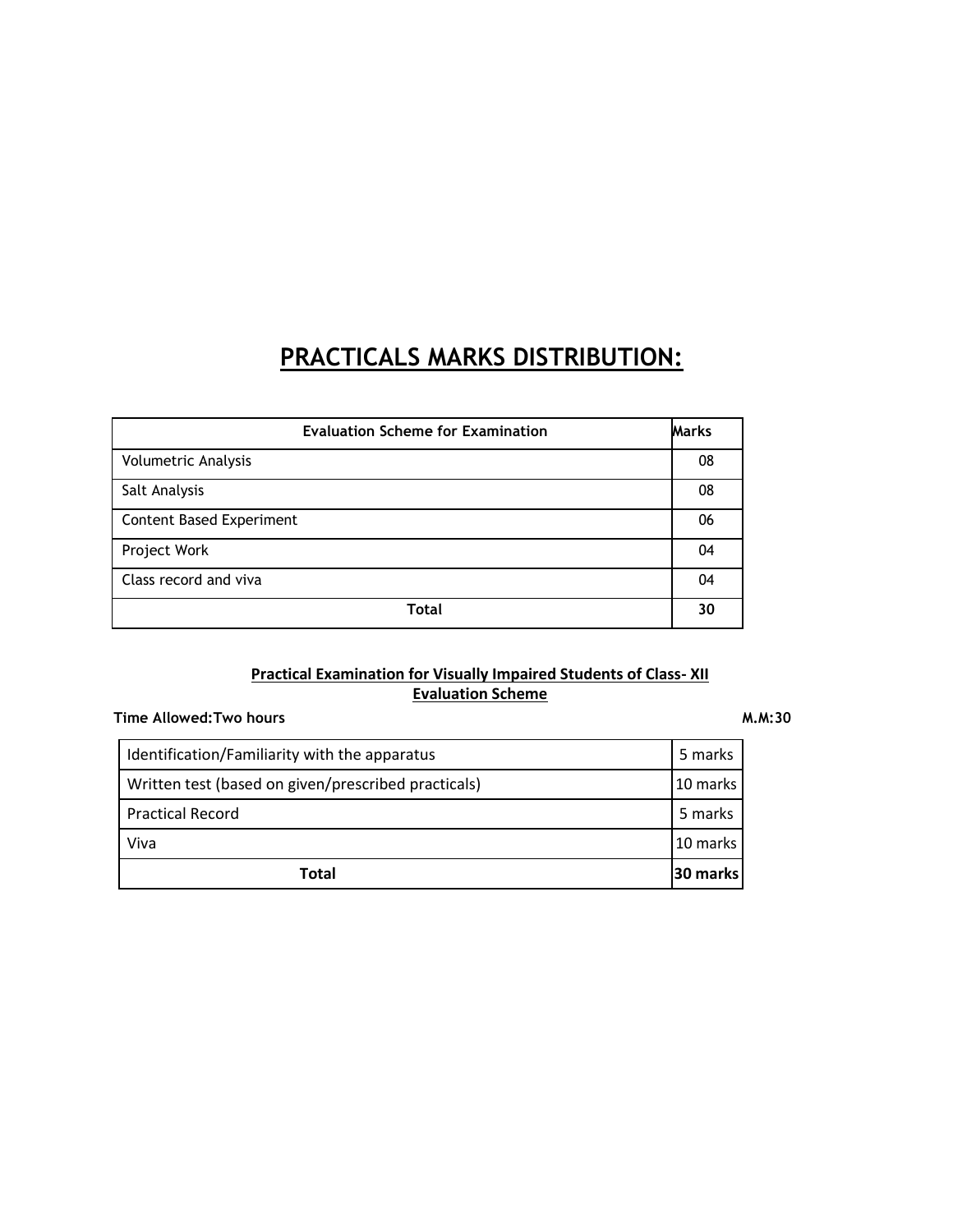# PRACTICALS MARKS DISTRIBUTION:

| Evaluation Scheme for Examination | Marks |
|---|---|
| Volumetric Analysis | 08 |
| Salt Analysis | 08 |
| Content Based Experiment | 06 |
| Project Work | 04 |
| Class record and viva | 04 |
| **Total** | **30** |

**Practical Examination for Visually Impaired Students of Class- XII**
**Evaluation Scheme**

**Time Allowed:Two hours** **M.M:30**

| Identification/Familiarity with the apparatus | 5 marks |
|---|---|
| Written test (based on given/prescribed practicals) | 10 marks |
| Practical Record | 5 marks |
| Viva | 10 marks |
| **Total** | **30 marks** |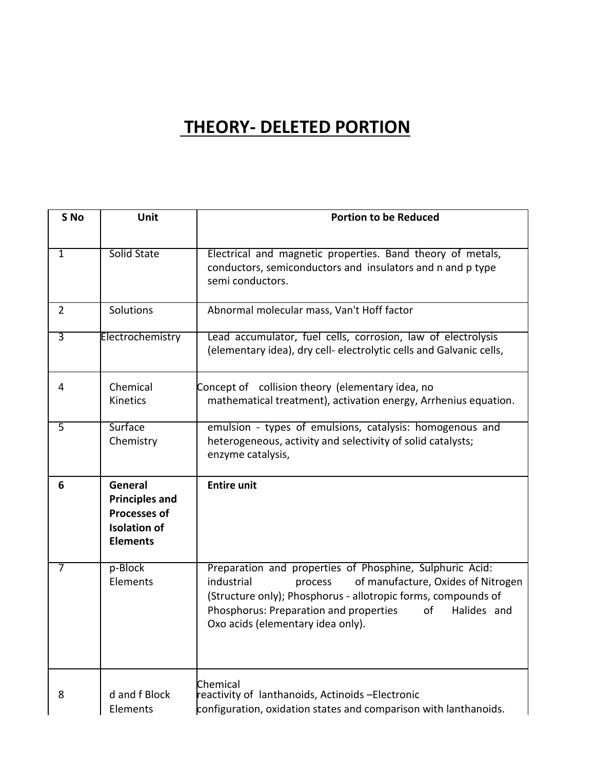# THEORY- DELETED PORTION

| S No | Unit | Portion to be Reduced |
|---|---|---|
| 1 | Solid State | Electrical and magnetic properties. Band theory of metals, conductors, semiconductors and insulators and n and p type semi conductors. |
| 2 | Solutions | Abnormal molecular mass, Van't Hoff factor |
| 3 | Electrochemistry | Lead accumulator, fuel cells, corrosion, law of electrolysis (elementary idea), dry cell- electrolytic cells and Galvanic cells, |
| 4 | Chemical Kinetics | Concept of collision theory (elementary idea, no mathematical treatment), activation energy, Arrhenius equation. |
| 5 | Surface Chemistry | emulsion - types of emulsions, catalysis: homogenous and heterogeneous, activity and selectivity of solid catalysts; enzyme catalysis, |
| **6** | **General Principles and Processes of Isolation of Elements** | **Entire unit** |
| 7 | p-Block Elements | Preparation and properties of Phosphine, Sulphuric Acid: industrial process of manufacture, Oxides of Nitrogen (Structure only); Phosphorus - allotropic forms, compounds of Phosphorus: Preparation and properties of Halides and Oxo acids (elementary idea only). |
| 8 | d and f Block Elements | Chemical reactivity of lanthanoids, Actinoids –Electronic configuration, oxidation states and comparison with lanthanoids. |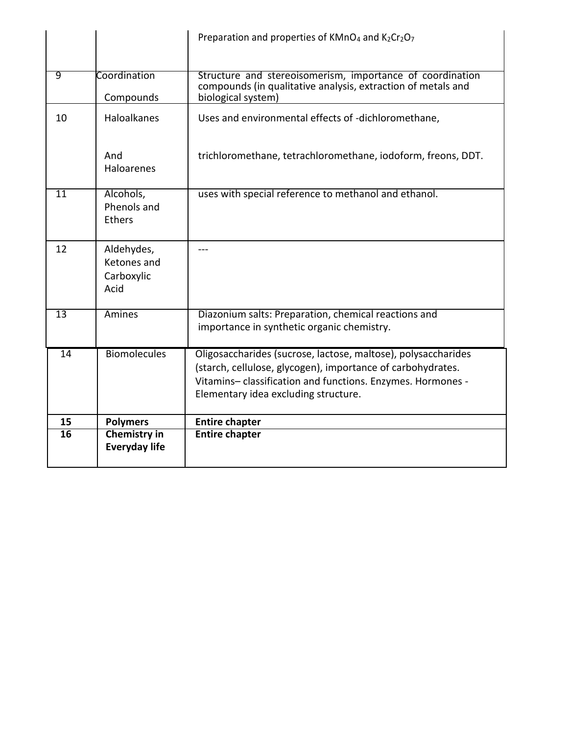|  |  |  |
|---|---|---|
|  |  | Preparation and properties of $KMnO_4$ and $K_2Cr_2O_7$ |
| 9 | Coordination Compounds | Structure and stereoisomerism, importance of coordination compounds (in qualitative analysis, extraction of metals and biological system) |
| 10 | Haloalkanes And Haloarenes | Uses and environmental effects of -dichloromethane, trichloromethane, tetrachloromethane, iodoform, freons, DDT. |
| 11 | Alcohols, Phenols and Ethers | uses with special reference to methanol and ethanol. |
| 12 | Aldehydes, Ketones and Carboxylic Acid | --- |
| 13 | Amines | Diazonium salts: Preparation, chemical reactions and importance in synthetic organic chemistry. |
| 14 | Biomolecules | Oligosaccharides (sucrose, lactose, maltose), polysaccharides (starch, cellulose, glycogen), importance of carbohydrates. Vitamins– classification and functions. Enzymes. Hormones - Elementary idea excluding structure. |
| **15** | **Polymers** | **Entire chapter** |
| **16** | **Chemistry in Everyday life** | **Entire chapter** |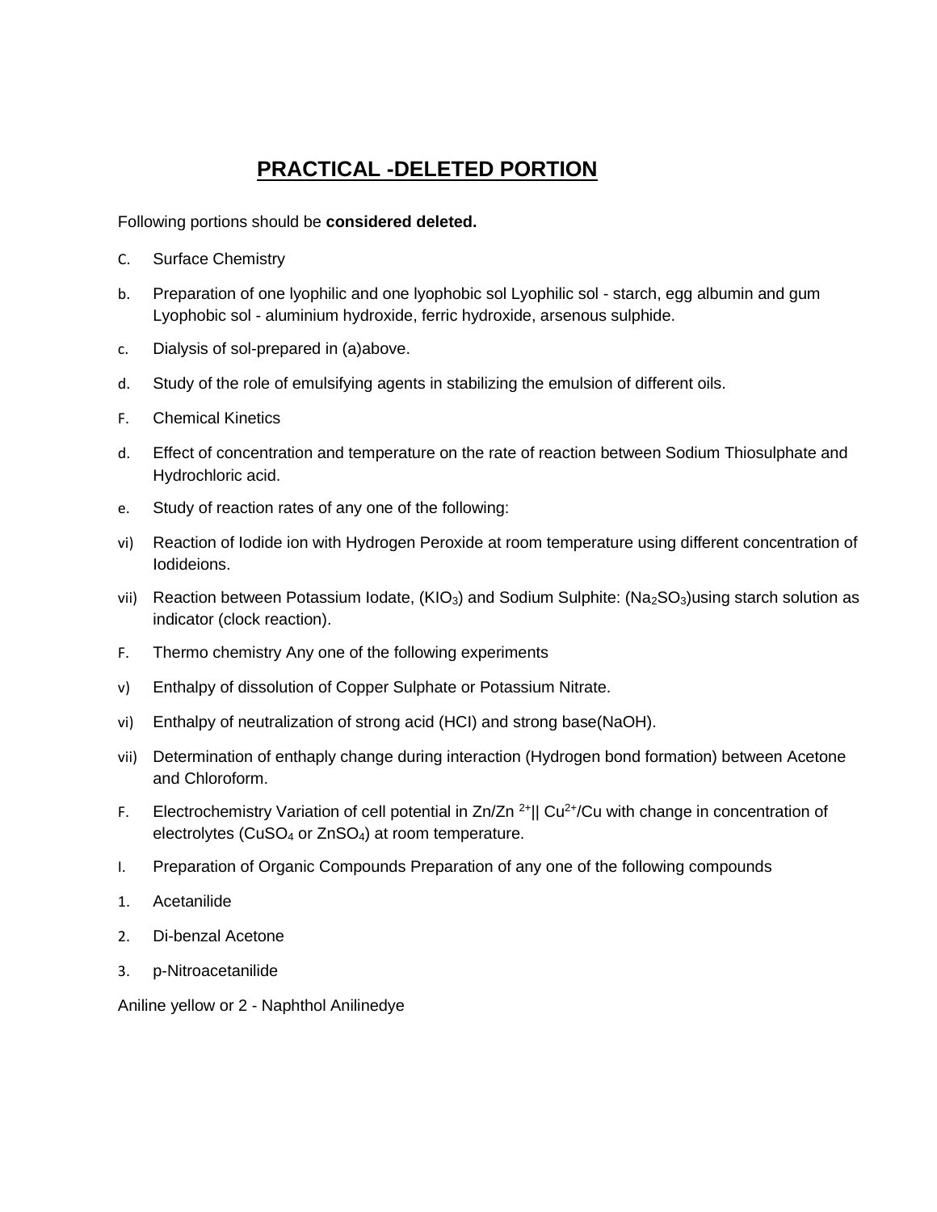# PRACTICAL -DELETED PORTION

Following portions should be **considered deleted.**

C. Surface Chemistry

b. Preparation of one lyophilic and one lyophobic sol Lyophilic sol - starch, egg albumin and gum Lyophobic sol - aluminium hydroxide, ferric hydroxide, arsenous sulphide.

c. Dialysis of sol-prepared in (a)above.

d. Study of the role of emulsifying agents in stabilizing the emulsion of different oils.

F. Chemical Kinetics

d. Effect of concentration and temperature on the rate of reaction between Sodium Thiosulphate and Hydrochloric acid.

e. Study of reaction rates of any one of the following:

vi) Reaction of Iodide ion with Hydrogen Peroxide at room temperature using different concentration of Iodideions.

vii) Reaction between Potassium Iodate, ($KIO_3$) and Sodium Sulphite: ($Na_2SO_3$)using starch solution as indicator (clock reaction).

F. Thermo chemistry Any one of the following experiments

v) Enthalpy of dissolution of Copper Sulphate or Potassium Nitrate.

vi) Enthalpy of neutralization of strong acid (HCI) and strong base(NaOH).

vii) Determination of enthaply change during interaction (Hydrogen bond formation) between Acetone and Chloroform.

F. Electrochemistry Variation of cell potential in $Zn/Zn^{2+}||Cu^{2+}/Cu$ with change in concentration of electrolytes ($CuSO_4$ or $ZnSO_4$) at room temperature.

I. Preparation of Organic Compounds Preparation of any one of the following compounds

1. Acetanilide
2. Di-benzal Acetone
3. p-Nitroacetanilide

Aniline yellow or 2 - Naphthol Anilinedye